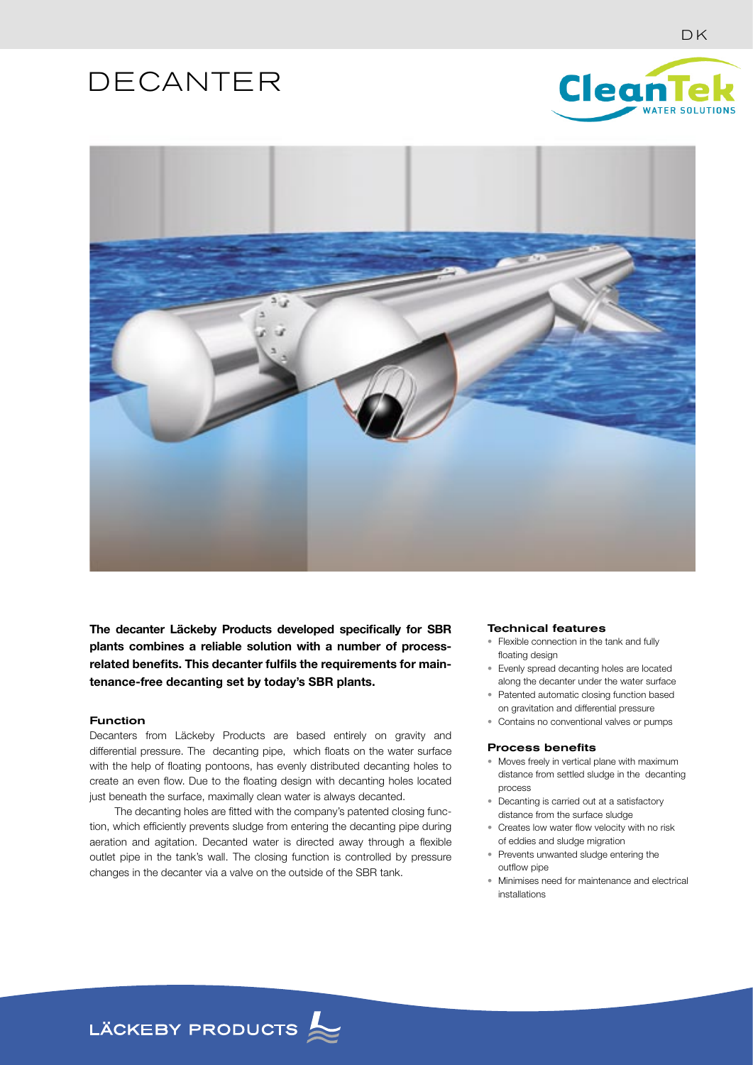# DECANTER

**The decanter Läckeby Products developed specifically for SBR plants combines a reliable solution with a number of process-related benefits. This decanter fulfils the requirements for maintenance-free decanting set by today's SBR plants.**

### Function

Decanters from Läckeby Products are based entirely on gravity and differential pressure. The decanting pipe, which floats on the water surface with the help of floating pontoons, has evenly distributed decanting holes to create an even flow. Due to the floating design with decanting holes located just beneath the surface, maximally clean water is always decanted.

The decanting holes are fitted with the company's patented closing function, which efficiently prevents sludge from entering the decanting pipe during aeration and agitation. Decanted water is directed away through a flexible outlet pipe in the tank's wall. The closing function is controlled by pressure changes in the decanter via a valve on the outside of the SBR tank.

### Technical features

- Flexible connection in the tank and fully floating design
- Evenly spread decanting holes are located along the decanter under the water surface
- Patented automatic closing function based on gravitation and differential pressure
- Contains no conventional valves or pumps

### Process benefits

- Moves freely in vertical plane with maximum distance from settled sludge in the decanting process
- Decanting is carried out at a satisfactory distance from the surface sludge
- Creates low water flow velocity with no risk of eddies and sludge migration
- Prevents unwanted sludge entering the outflow pipe
- Minimises need for maintenance and electrical installations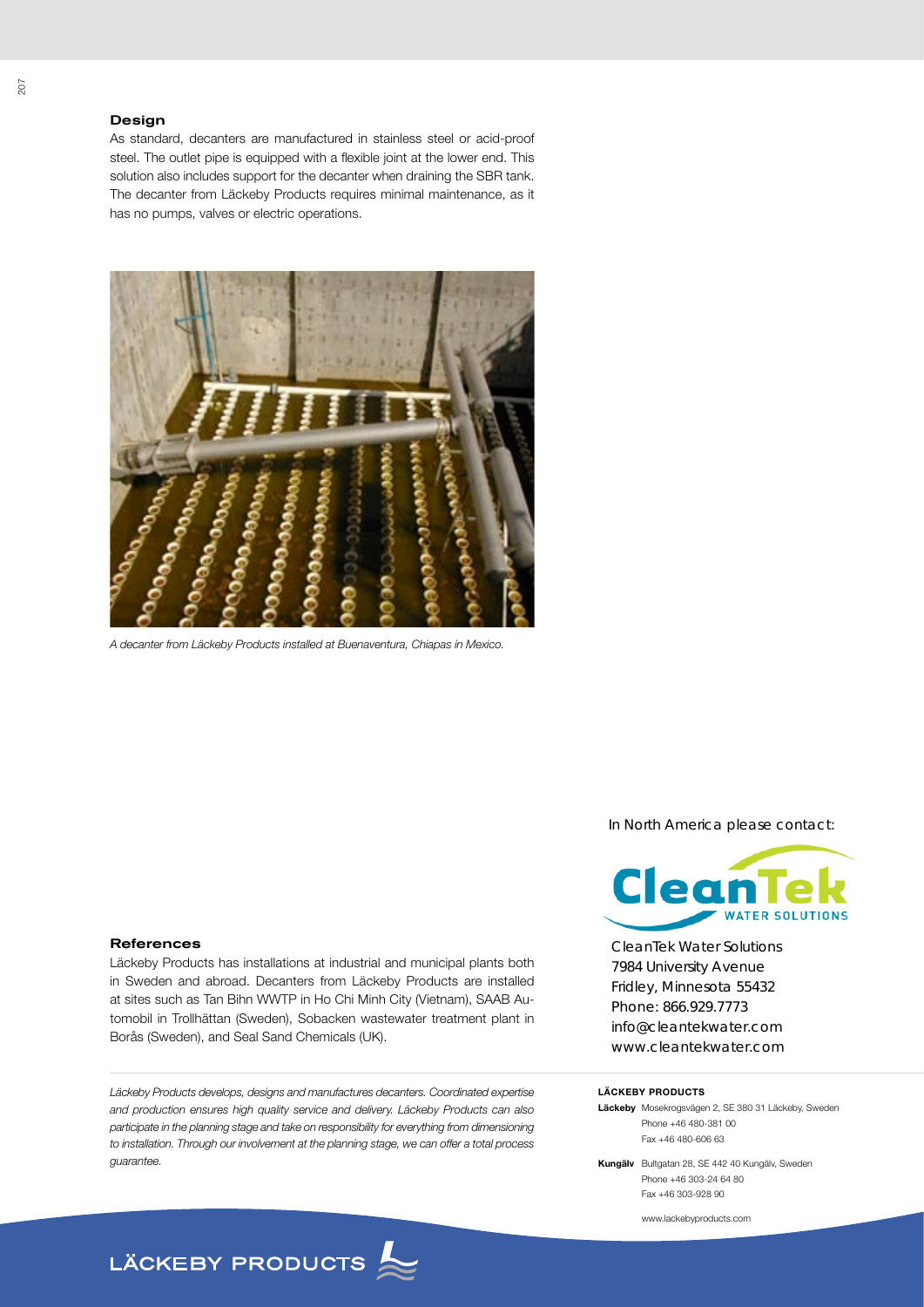## Design

As standard, decanters are manufactured in stainless steel or acid-proof steel. The outlet pipe is equipped with a flexible joint at the lower end. This solution also includes support for the decanter when draining the SBR tank. The decanter from Läckeby Products requires minimal maintenance, as it has no pumps, valves or electric operations.

*A decanter from Läckeby Products installed at Buenaventura, Chiapas in Mexico.*

## References

Läckeby Products has installations at industrial and municipal plants both in Sweden and abroad. Decanters from Läckeby Products are installed at sites such as Tan Bihn WWTP in Ho Chi Minh City (Vietnam), SAAB Automobil in Trollhättan (Sweden), Sobacken wastewater treatment plant in Borås (Sweden), and Seal Sand Chemicals (UK).

*Läckeby Products develops, designs and manufactures decanters. Coordinated expertise and production ensures high quality service and delivery. Läckeby Products can also participate in the planning stage and take on responsibility for everything from dimensioning to installation. Through our involvement at the planning stage, we can offer a total process guarantee.*

In North America please contact:

CleanTek Water Solutions
7984 University Avenue
Fridley, Minnesota 55432
Phone: 866.929.7773
info@cleantekwater.com
www.cleantekwater.com

**LÄCKEBY PRODUCTS**

**Läckeby** Mosekrogsvägen 2, SE 380 31 Läckeby, Sweden
Phone +46 480-381 00
Fax +46 480-606 63

**Kungälv** Bultgatan 28, SE 442 40 Kungälv, Sweden
Phone +46 303-24 64 80
Fax +46 303-928 90

www.lackebyproducts.com

LÄCKEBY PRODUCTS